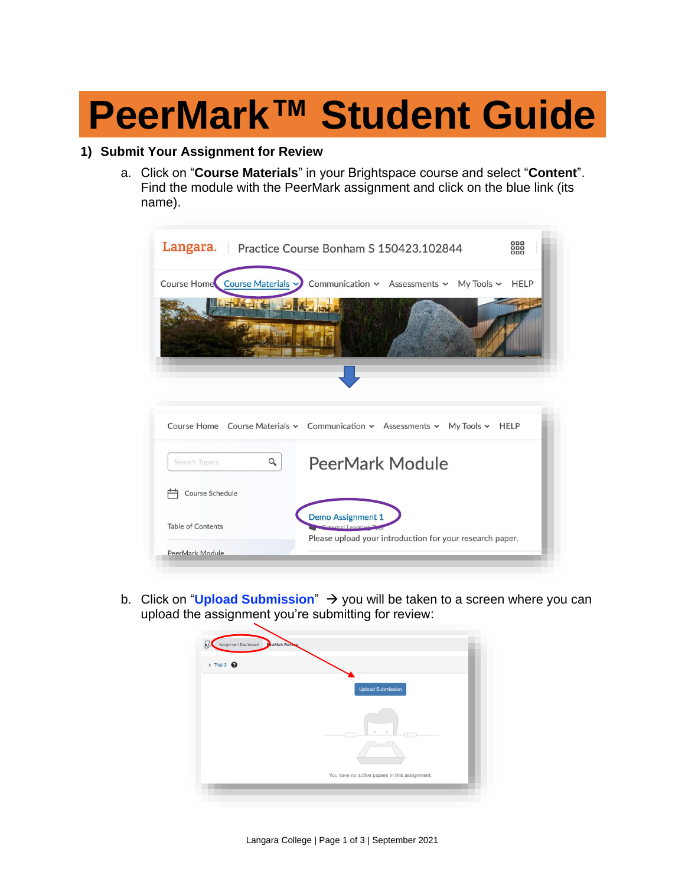# PeerMark™ Student Guide

## 1) Submit Your Assignment for Review

a. Click on "**Course Materials**" in your Brightspace course and select "**Content**". Find the module with the PeerMark assignment and click on the blue link (its name).

b. Click on "**Upload Submission**" → you will be taken to a screen where you can upload the assignment you're submitting for review: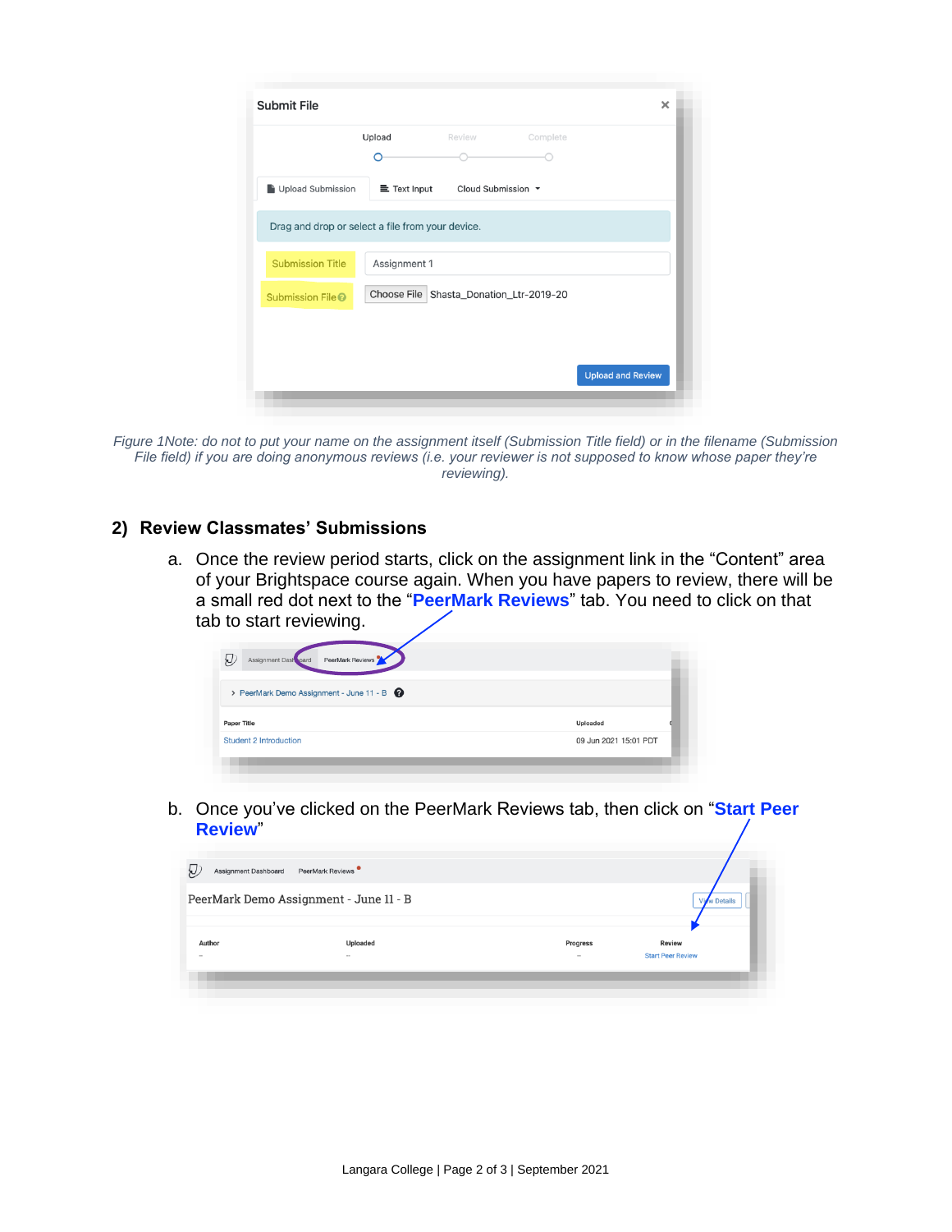*Figure 1Note: do not to put your name on the assignment itself (Submission Title field) or in the filename (Submission File field) if you are doing anonymous reviews (i.e. your reviewer is not supposed to know whose paper they're reviewing).*

## 2) Review Classmates' Submissions

a. Once the review period starts, click on the assignment link in the "Content" area of your Brightspace course again. When you have papers to review, there will be a small red dot next to the "**PeerMark Reviews**" tab. You need to click on that tab to start reviewing.

b. Once you've clicked on the PeerMark Reviews tab, then click on "**Start Peer Review**"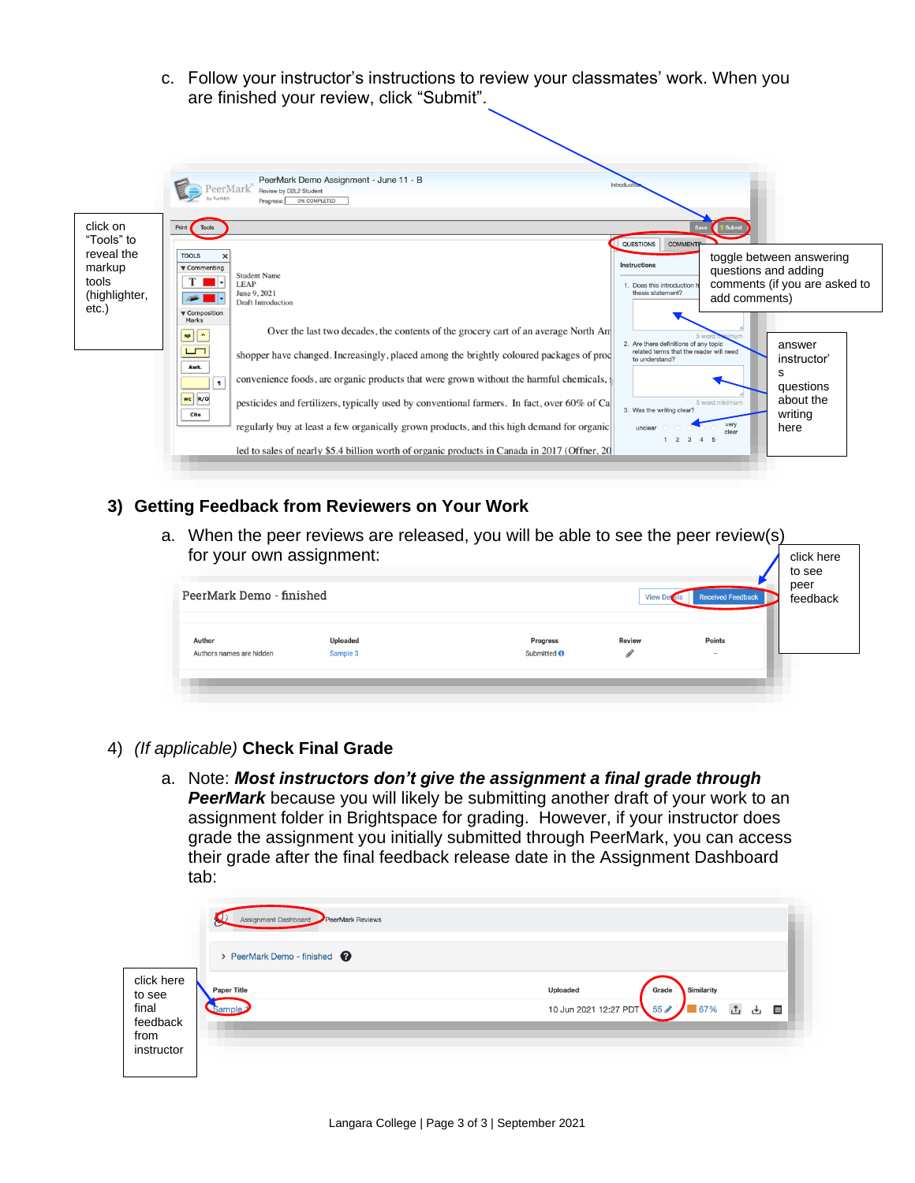c. Follow your instructor's instructions to review your classmates' work. When you are finished your review, click "Submit".

click on "Tools" to reveal the markup tools (highlighter, etc.)

toggle between answering questions and adding comments (if you are asked to add comments)

answer instructor's questions about the writing here

## 3) Getting Feedback from Reviewers on Your Work

a. When the peer reviews are released, you will be able to see the peer review(s) for your own assignment:

click here to see peer feedback

## 4) *(If applicable)* Check Final Grade

a. Note: ***Most instructors don't give the assignment a final grade through PeerMark*** because you will likely be submitting another draft of your work to an assignment folder in Brightspace for grading. However, if your instructor does grade the assignment you initially submitted through PeerMark, you can access their grade after the final feedback release date in the Assignment Dashboard tab:

click here to see final feedback from instructor